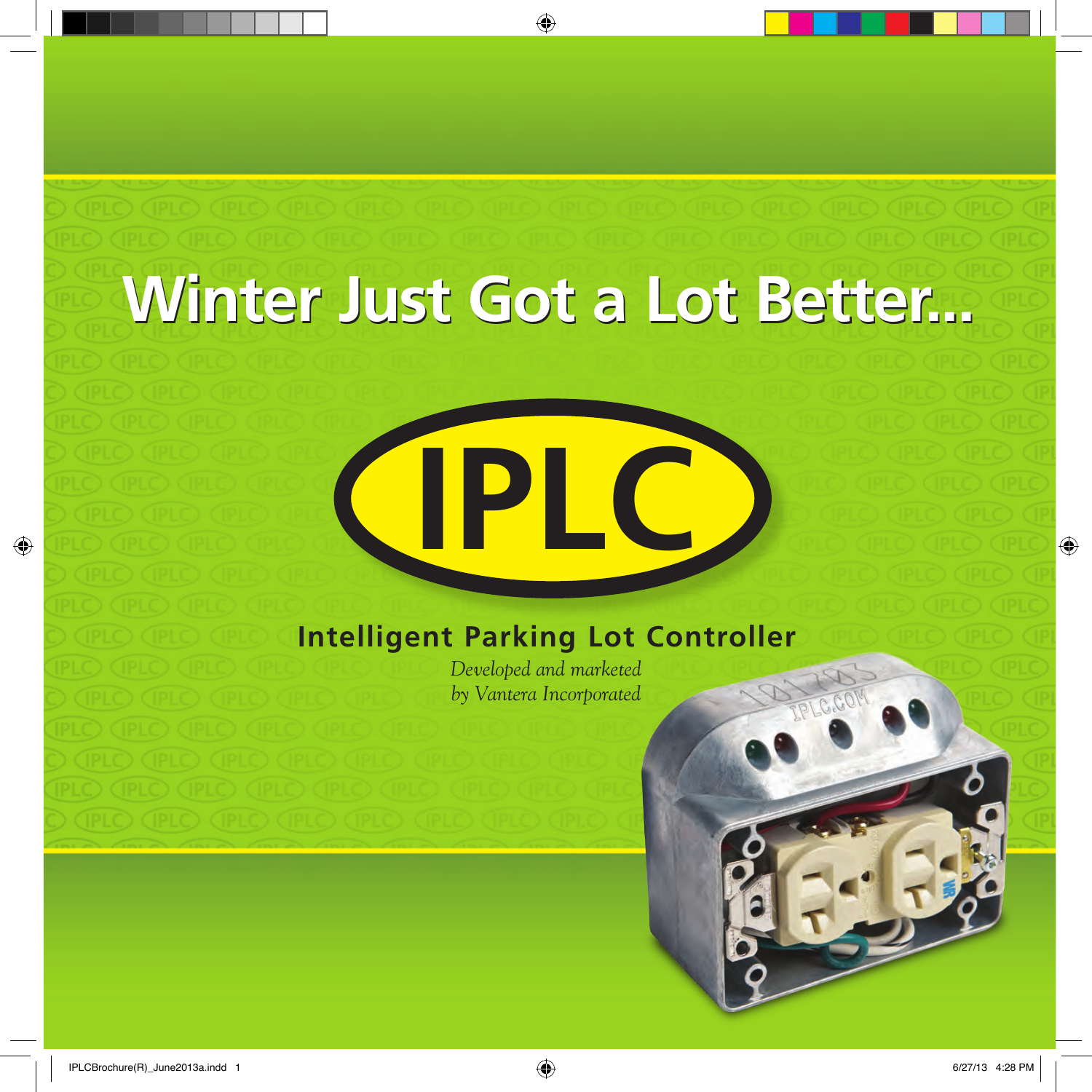# Winter Just Got a Lot Better...

# IPLC

## Intelligent Parking Lot Controller

*Developed and marketed by Vantera Incorporated*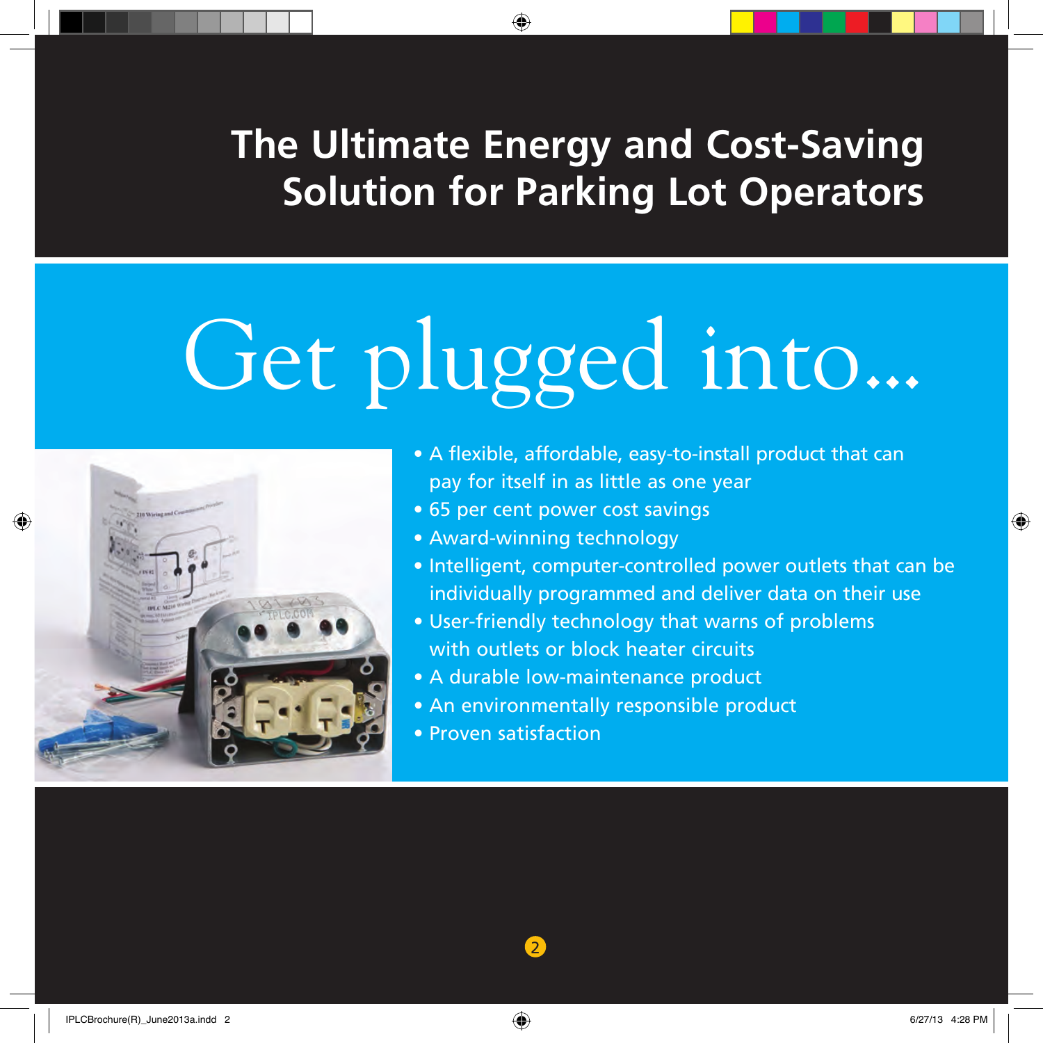# The Ultimate Energy and Cost-Saving Solution for Parking Lot Operators

## Get plugged into...

- A flexible, affordable, easy-to-install product that can pay for itself in as little as one year
- 65 per cent power cost savings
- Award-winning technology
- Intelligent, computer-controlled power outlets that can be individually programmed and deliver data on their use
- User-friendly technology that warns of problems with outlets or block heater circuits
- A durable low-maintenance product
- An environmentally responsible product
- Proven satisfaction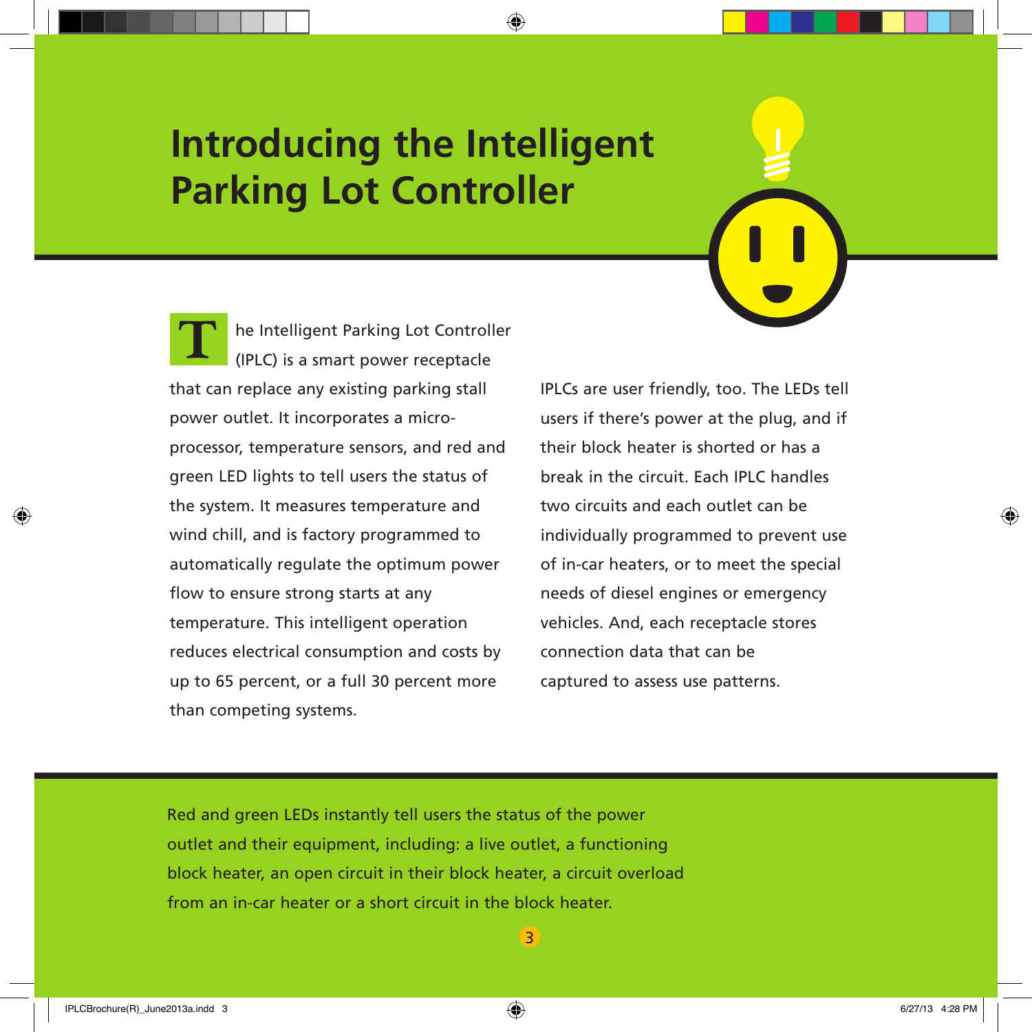# Introducing the Intelligent Parking Lot Controller

The Intelligent Parking Lot Controller (IPLC) is a smart power receptacle that can replace any existing parking stall power outlet. It incorporates a microprocessor, temperature sensors, and red and green LED lights to tell users the status of the system. It measures temperature and wind chill, and is factory programmed to automatically regulate the optimum power flow to ensure strong starts at any temperature. This intelligent operation reduces electrical consumption and costs by up to 65 percent, or a full 30 percent more than competing systems.

IPLCs are user friendly, too. The LEDs tell users if there's power at the plug, and if their block heater is shorted or has a break in the circuit. Each IPLC handles two circuits and each outlet can be individually programmed to prevent use of in-car heaters, or to meet the special needs of diesel engines or emergency vehicles. And, each receptacle stores connection data that can be captured to assess use patterns.

Red and green LEDs instantly tell users the status of the power outlet and their equipment, including: a live outlet, a functioning block heater, an open circuit in their block heater, a circuit overload from an in-car heater or a short circuit in the block heater.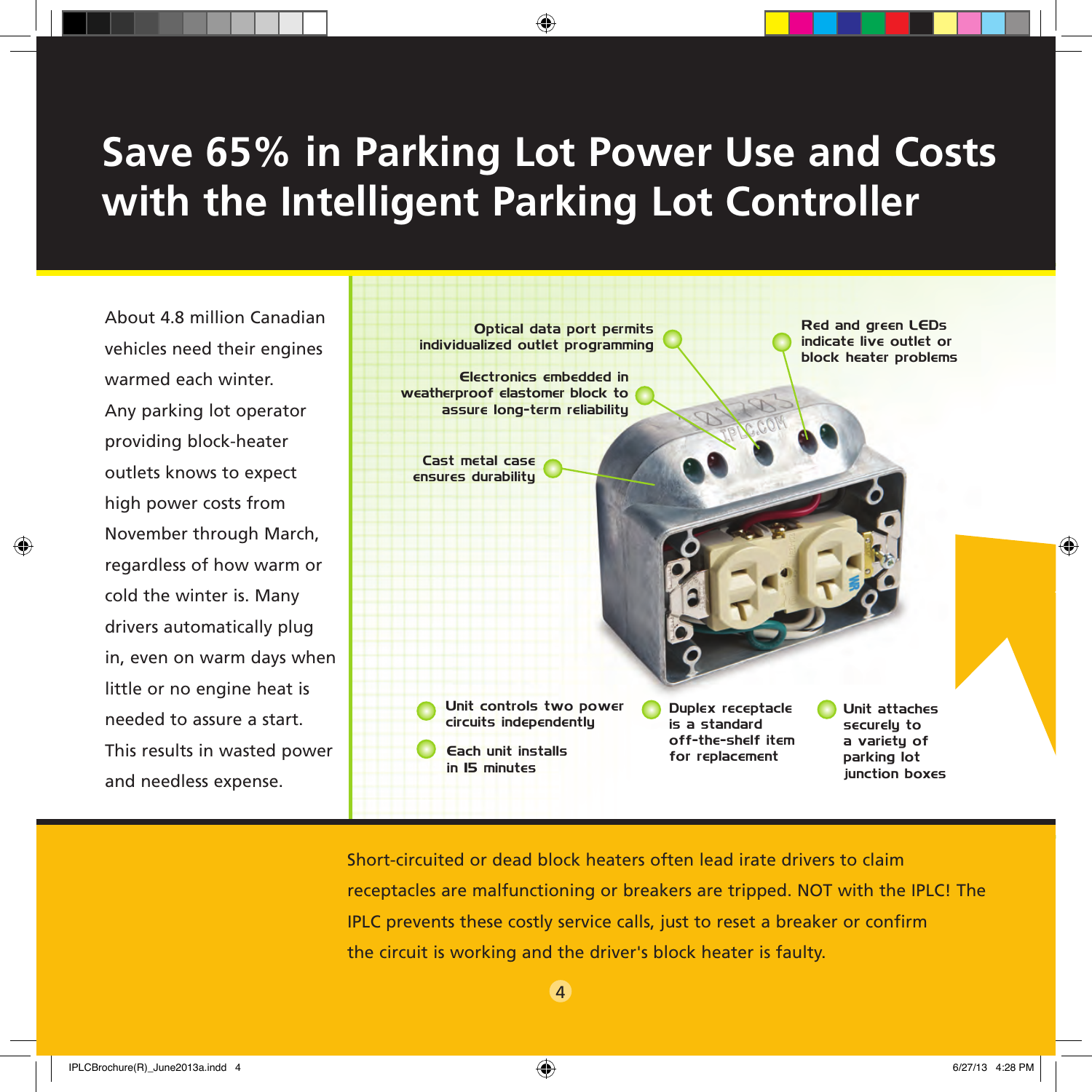# Save 65% in Parking Lot Power Use and Costs with the Intelligent Parking Lot Controller

About 4.8 million Canadian vehicles need their engines warmed each winter. Any parking lot operator providing block-heater outlets knows to expect high power costs from November through March, regardless of how warm or cold the winter is. Many drivers automatically plug in, even on warm days when little or no engine heat is needed to assure a start. This results in wasted power and needless expense.

- Optical data port permits individualized outlet programming
- Red and green LEDs indicate live outlet or block heater problems
- Electronics embedded in weatherproof elastomer block to assure long-term reliability
- Cast metal case ensures durability
- Unit controls two power circuits independently
- Each unit installs in 15 minutes
- Duplex receptacle is a standard off-the-shelf item for replacement
- Unit attaches securely to a variety of parking lot junction boxes

Short-circuited or dead block heaters often lead irate drivers to claim receptacles are malfunctioning or breakers are tripped. NOT with the IPLC! The IPLC prevents these costly service calls, just to reset a breaker or confirm the circuit is working and the driver's block heater is faulty.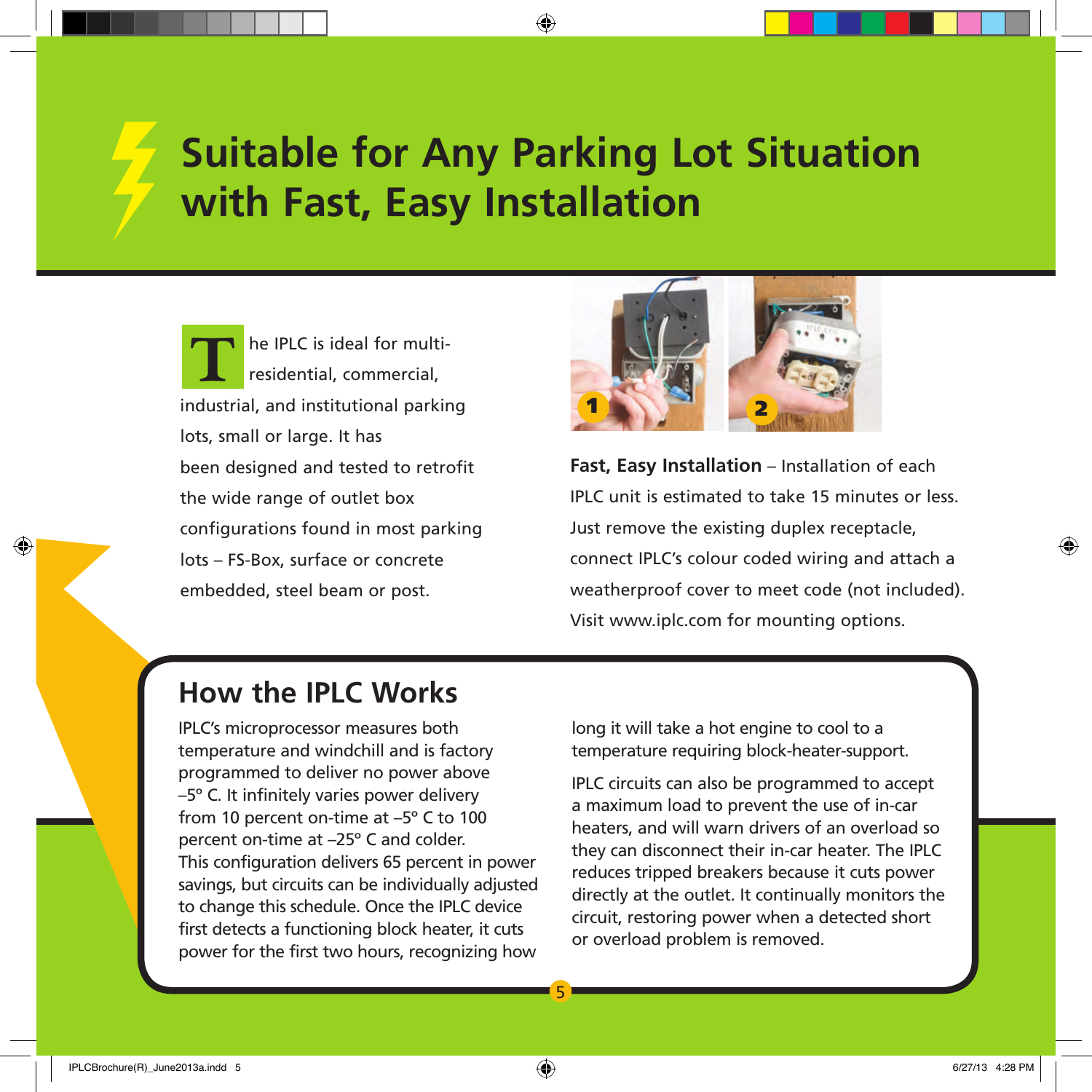# Suitable for Any Parking Lot Situation with Fast, Easy Installation

The IPLC is ideal for multi-residential, commercial, industrial, and institutional parking lots, small or large. It has been designed and tested to retrofit the wide range of outlet box configurations found in most parking lots – FS-Box, surface or concrete embedded, steel beam or post.

**Fast, Easy Installation** – Installation of each IPLC unit is estimated to take 15 minutes or less. Just remove the existing duplex receptacle, connect IPLC's colour coded wiring and attach a weatherproof cover to meet code (not included). Visit www.iplc.com for mounting options.

## How the IPLC Works

IPLC's microprocessor measures both temperature and windchill and is factory programmed to deliver no power above –5° C. It infinitely varies power delivery from 10 percent on-time at –5° C to 100 percent on-time at –25° C and colder. This configuration delivers 65 percent in power savings, but circuits can be individually adjusted to change this schedule. Once the IPLC device first detects a functioning block heater, it cuts power for the first two hours, recognizing how long it will take a hot engine to cool to a temperature requiring block-heater-support.

IPLC circuits can also be programmed to accept a maximum load to prevent the use of in-car heaters, and will warn drivers of an overload so they can disconnect their in-car heater. The IPLC reduces tripped breakers because it cuts power directly at the outlet. It continually monitors the circuit, restoring power when a detected short or overload problem is removed.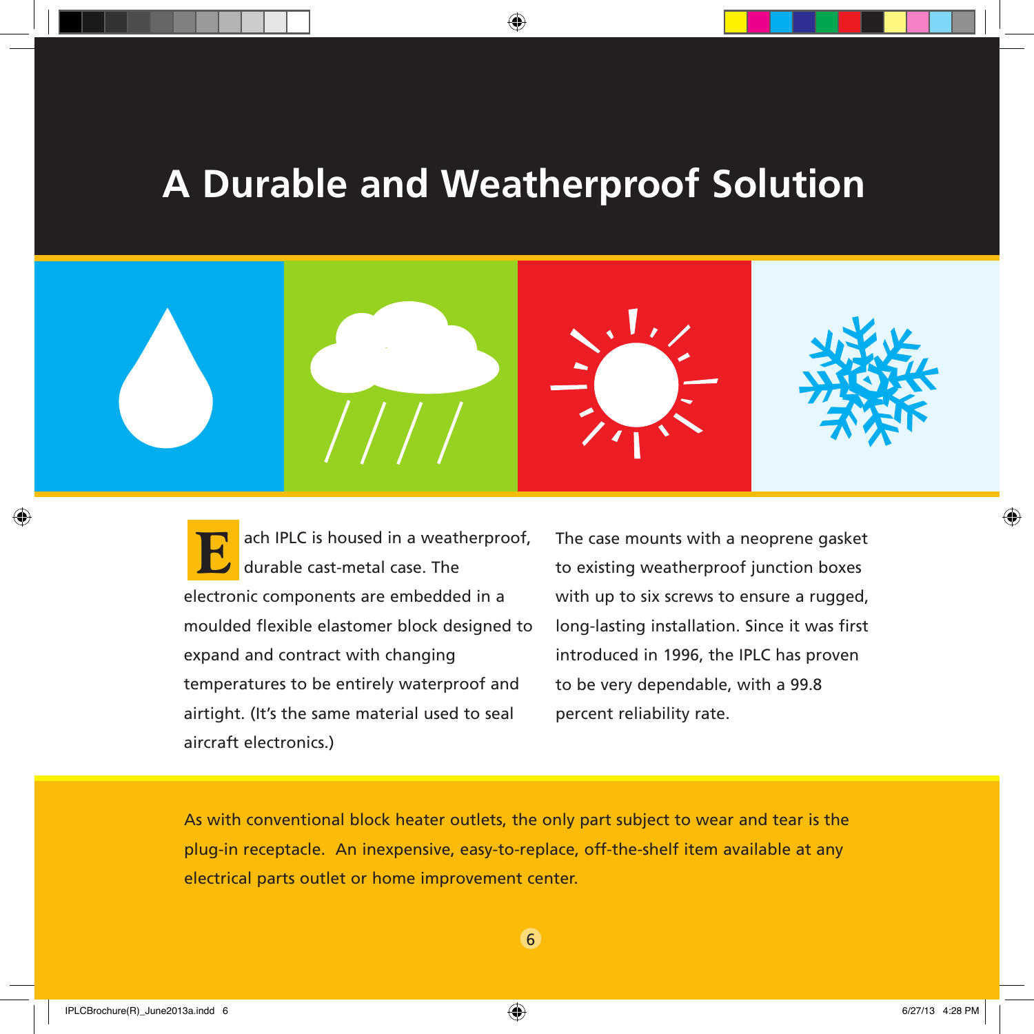# A Durable and Weatherproof Solution

Each IPLC is housed in a weatherproof, durable cast-metal case. The electronic components are embedded in a moulded flexible elastomer block designed to expand and contract with changing temperatures to be entirely waterproof and airtight. (It's the same material used to seal aircraft electronics.)

The case mounts with a neoprene gasket to existing weatherproof junction boxes with up to six screws to ensure a rugged, long-lasting installation. Since it was first introduced in 1996, the IPLC has proven to be very dependable, with a 99.8 percent reliability rate.

As with conventional block heater outlets, the only part subject to wear and tear is the plug-in receptacle. An inexpensive, easy-to-replace, off-the-shelf item available at any electrical parts outlet or home improvement center.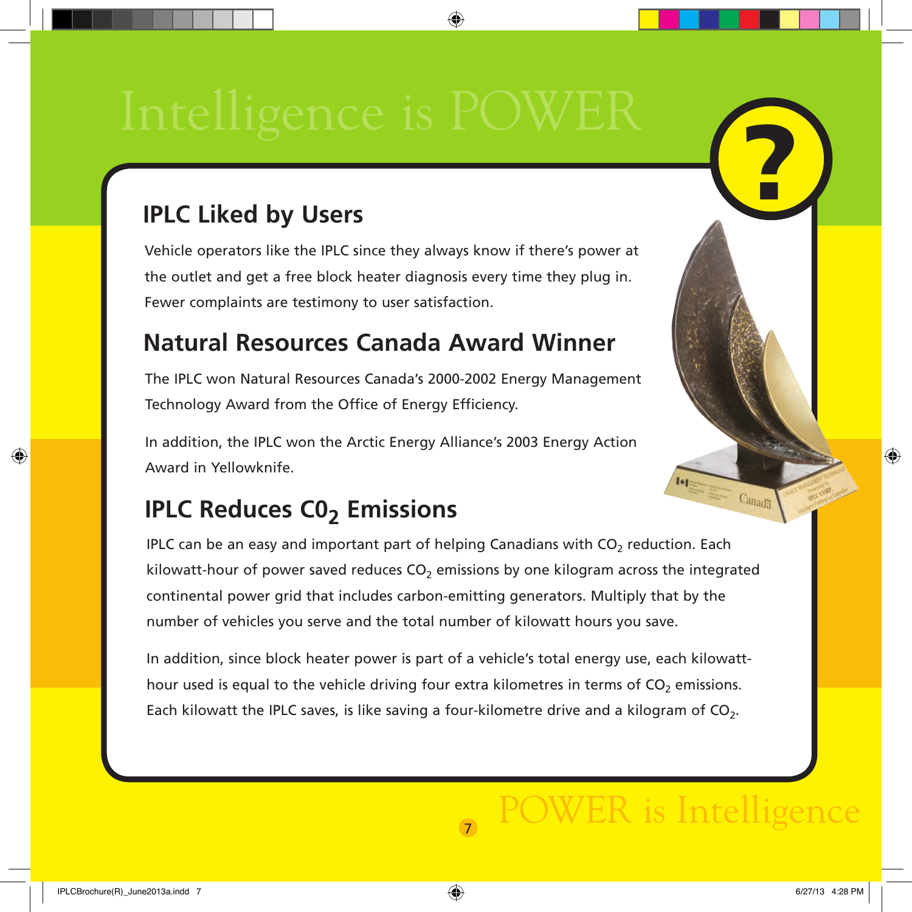# Intelligence is POWER

## IPLC Liked by Users

Vehicle operators like the IPLC since they always know if there's power at the outlet and get a free block heater diagnosis every time they plug in. Fewer complaints are testimony to user satisfaction.

## Natural Resources Canada Award Winner

The IPLC won Natural Resources Canada's 2000-2002 Energy Management Technology Award from the Office of Energy Efficiency.

In addition, the IPLC won the Arctic Energy Alliance's 2003 Energy Action Award in Yellowknife.

## IPLC Reduces $C0_2$ Emissions

IPLC can be an easy and important part of helping Canadians with $CO_2$ reduction. Each kilowatt-hour of power saved reduces $CO_2$ emissions by one kilogram across the integrated continental power grid that includes carbon-emitting generators. Multiply that by the number of vehicles you serve and the total number of kilowatt hours you save.

In addition, since block heater power is part of a vehicle's total energy use, each kilowatt-hour used is equal to the vehicle driving four extra kilometres in terms of $CO_2$ emissions. Each kilowatt the IPLC saves, is like saving a four-kilometre drive and a kilogram of $CO_2$.

POWER is Intelligence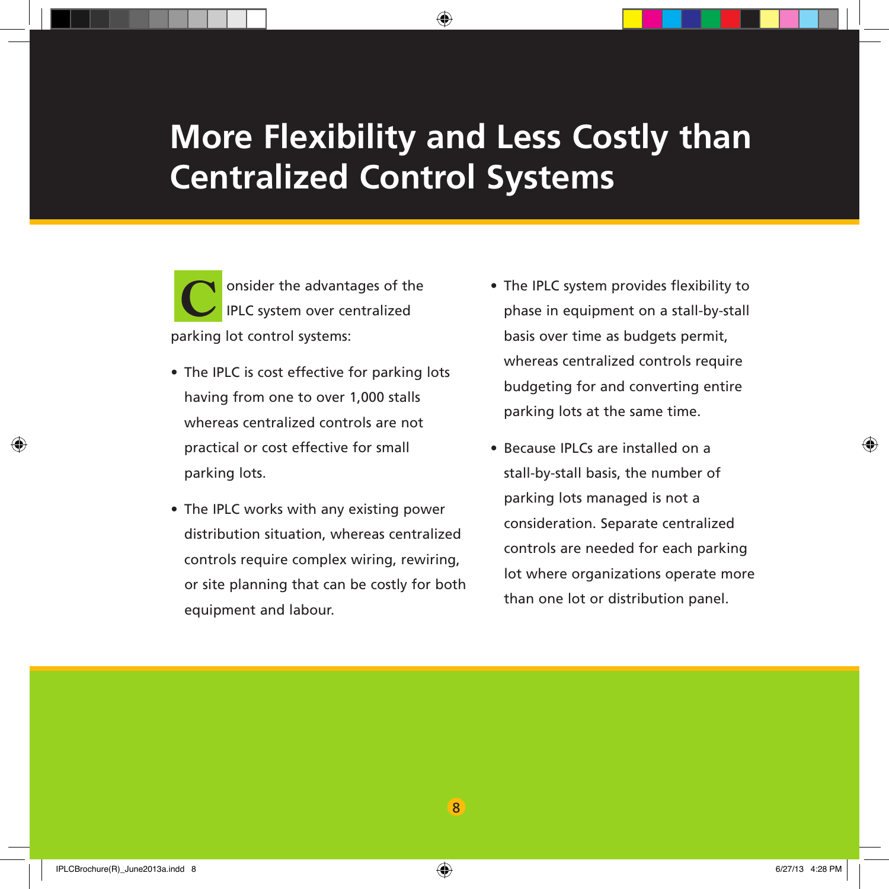# More Flexibility and Less Costly than Centralized Control Systems

Consider the advantages of the IPLC system over centralized parking lot control systems:

- The IPLC is cost effective for parking lots having from one to over 1,000 stalls whereas centralized controls are not practical or cost effective for small parking lots.
- The IPLC works with any existing power distribution situation, whereas centralized controls require complex wiring, rewiring, or site planning that can be costly for both equipment and labour.
- The IPLC system provides flexibility to phase in equipment on a stall-by-stall basis over time as budgets permit, whereas centralized controls require budgeting for and converting entire parking lots at the same time.
- Because IPLCs are installed on a stall-by-stall basis, the number of parking lots managed is not a consideration. Separate centralized controls are needed for each parking lot where organizations operate more than one lot or distribution panel.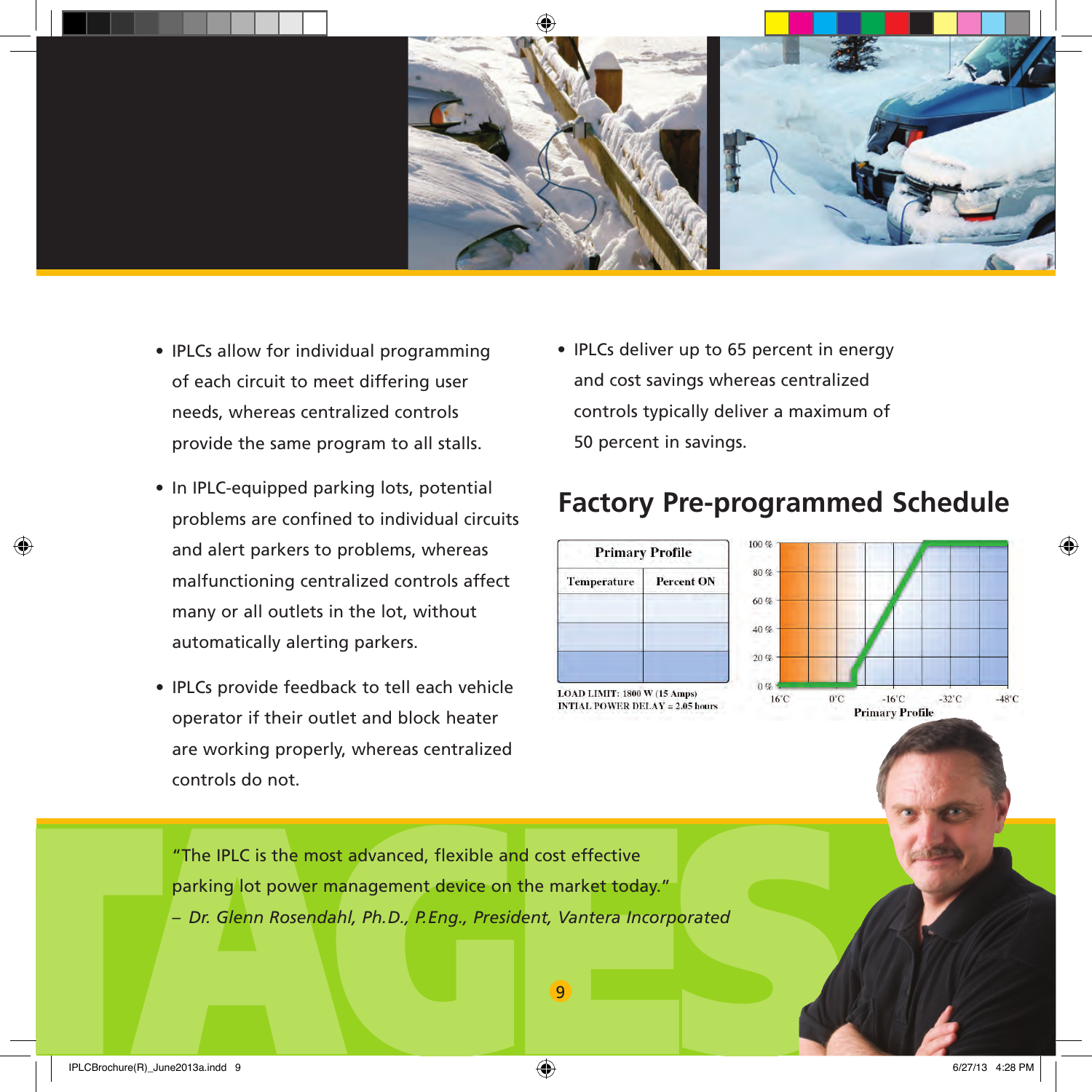- IPLCs allow for individual programming of each circuit to meet differing user needs, whereas centralized controls provide the same program to all stalls.
- In IPLC-equipped parking lots, potential problems are confined to individual circuits and alert parkers to problems, whereas malfunctioning centralized controls affect many or all outlets in the lot, without automatically alerting parkers.
- IPLCs provide feedback to tell each vehicle operator if their outlet and block heater are working properly, whereas centralized controls do not.
- IPLCs deliver up to 65 percent in energy and cost savings whereas centralized controls typically deliver a maximum of 50 percent in savings.

## Factory Pre-programmed Schedule

| Primary Profile | |
|---|---|
| Temperature | Percent ON |
| | |
| | |
| | |

LOAD LIMIT: 1800 W (15 Amps)
INTIAL POWER DELAY = 2.05 hours

Primary Profile

"The IPLC is the most advanced, flexible and cost effective parking lot power management device on the market today."

*– Dr. Glenn Rosendahl, Ph.D., P.Eng., President, Vantera Incorporated*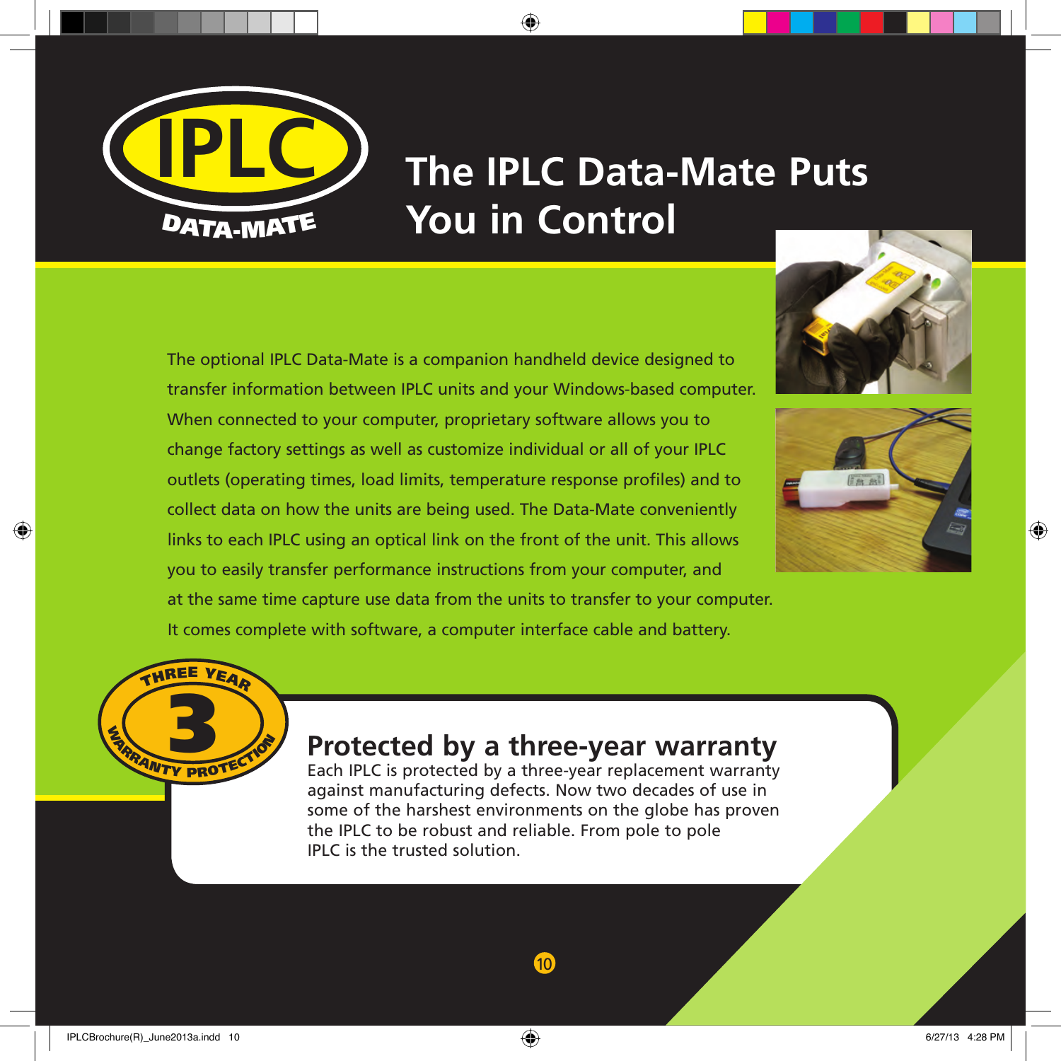# The IPLC Data-Mate Puts You in Control

The optional IPLC Data-Mate is a companion handheld device designed to transfer information between IPLC units and your Windows-based computer. When connected to your computer, proprietary software allows you to change factory settings as well as customize individual or all of your IPLC outlets (operating times, load limits, temperature response profiles) and to collect data on how the units are being used. The Data-Mate conveniently links to each IPLC using an optical link on the front of the unit. This allows you to easily transfer performance instructions from your computer, and at the same time capture use data from the units to transfer to your computer. It comes complete with software, a computer interface cable and battery.

## Protected by a three-year warranty

Each IPLC is protected by a three-year replacement warranty against manufacturing defects. Now two decades of use in some of the harshest environments on the globe has proven the IPLC to be robust and reliable. From pole to pole IPLC is the trusted solution.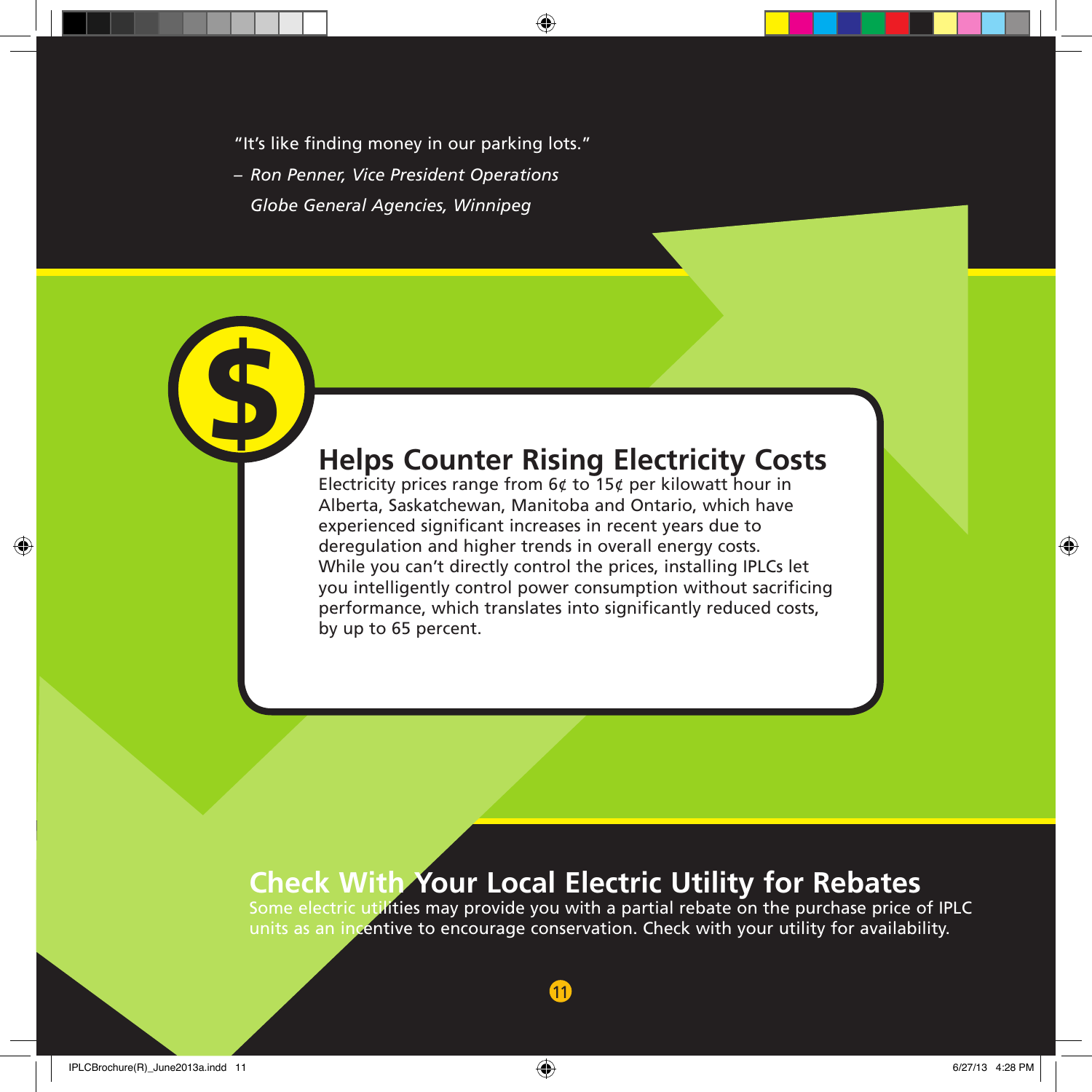"It's like finding money in our parking lots."

– *Ron Penner, Vice President Operations*
*Globe General Agencies, Winnipeg*

## Helps Counter Rising Electricity Costs

Electricity prices range from 6¢ to 15¢ per kilowatt hour in Alberta, Saskatchewan, Manitoba and Ontario, which have experienced significant increases in recent years due to deregulation and higher trends in overall energy costs. While you can't directly control the prices, installing IPLCs let you intelligently control power consumption without sacrificing performance, which translates into significantly reduced costs, by up to 65 percent.

## Check With Your Local Electric Utility for Rebates

Some electric utilities may provide you with a partial rebate on the purchase price of IPLC units as an incentive to encourage conservation. Check with your utility for availability.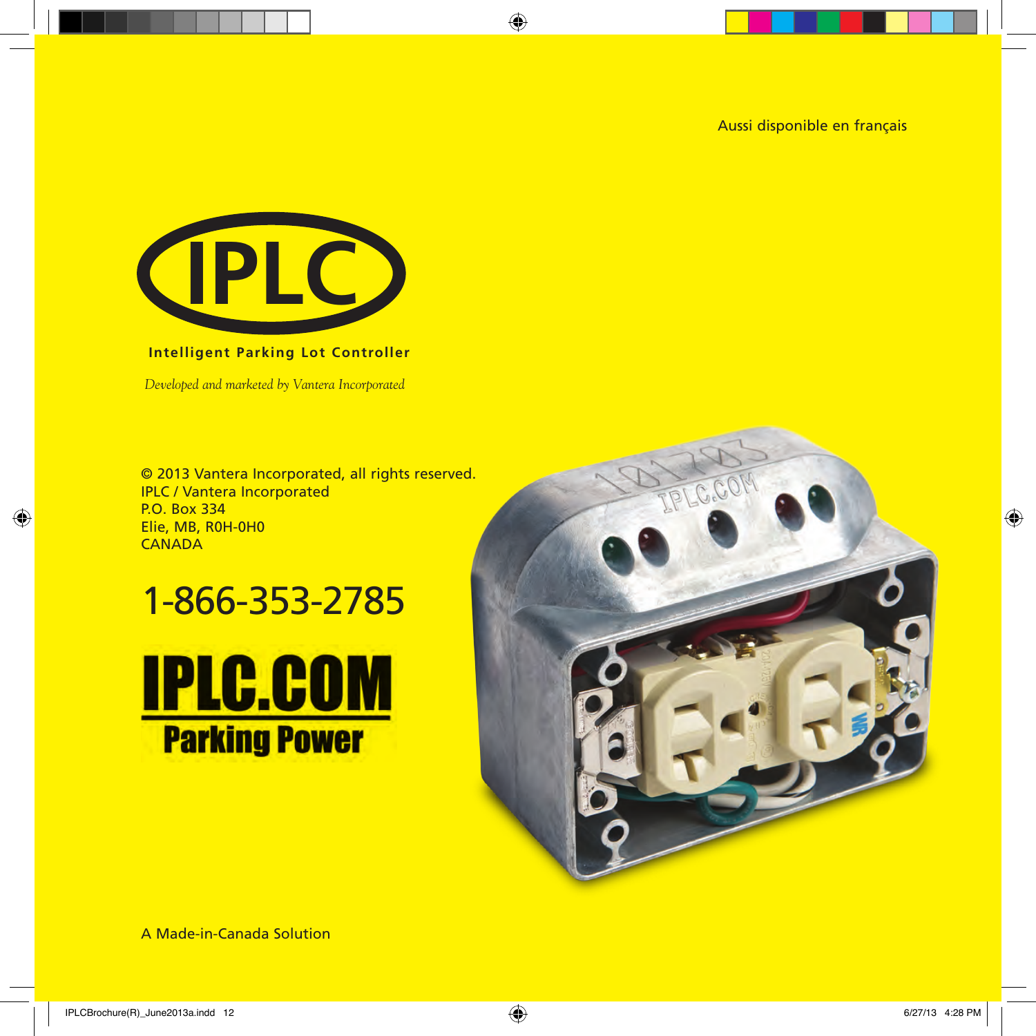Aussi disponible en français

# IPLC

**Intelligent Parking Lot Controller**

*Developed and marketed by Vantera Incorporated*

© 2013 Vantera Incorporated, all rights reserved.
IPLC / Vantera Incorporated
P.O. Box 334
Elie, MB, R0H-0H0
CANADA

## 1-866-353-2785

## IPLC.COM

**Parking Power**

A Made-in-Canada Solution